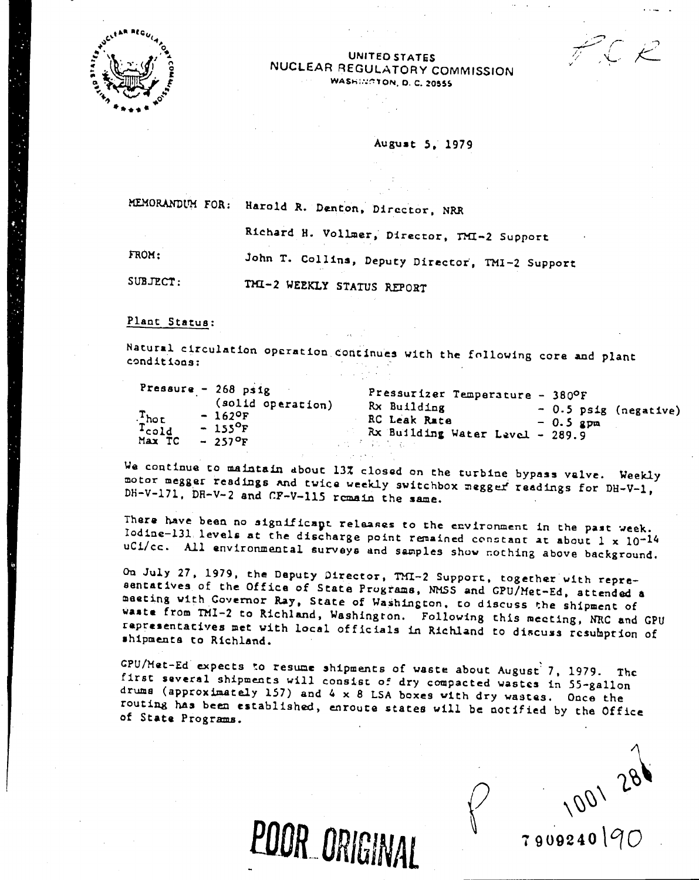UNITED STATES
NUCLEAR REGULATORY COMMISSION
WASHINGTON, D. C. 20555

August 5, 1979

MEMORANDUM FOR: Harold R. Denton, Director, NRR

Richard H. Vollmer, Director, TMI-2 Support

FROM: John T. Collins, Deputy Director, TMI-2 Support

SUBJECT: TMI-2 WEEKLY STATUS REPORT

Plant Status:

Natural circulation operation continues with the following core and plant conditions:

| | | | |
|---|---|---|---|
| Pressure | - 268 psig (solid operation) | Pressurizer Temperature | - 380°F |
| $T_{hot}$ | - 162°F | Rx Building | - 0.5 psig (negative) |
| $T_{cold}$ | - 155°F | RC Leak Rate | - 0.5 gpm |
| Max TC | - 257°F | Rx Building Water Level | - 289.9 |

We continue to maintain about 13% closed on the turbine bypass valve. Weekly motor megger readings and twice weekly switchbox megger readings for DH-V-1, DH-V-171, DH-V-2 and CF-V-115 remain the same.

There have been no significant releases to the environment in the past week. Iodine-131 levels at the discharge point remained constant at about 1 x $10^{-14}$ uCi/cc. All environmental surveys and samples show nothing above background.

On July 27, 1979, the Deputy Director, TMI-2 Support, together with representatives of the Office of State Programs, NMSS and GPU/Met-Ed, attended a meeting with Governor Ray, State of Washington, to discuss the shipment of waste from TMI-2 to Richland, Washington. Following this meeting, NRC and GPU representatives met with local officials in Richland to discuss resumption of shipments to Richland.

GPU/Met-Ed expects to resume shipments of waste about August 7, 1979. The first several shipments will consist of dry compacted wastes in 55-gallon drums (approximately 157) and 4 x 8 LSA boxes with dry wastes. Once the routing has been established, enroute states will be notified by the Office of State Programs.

POOR ORIGINAL

1001 281

7909240190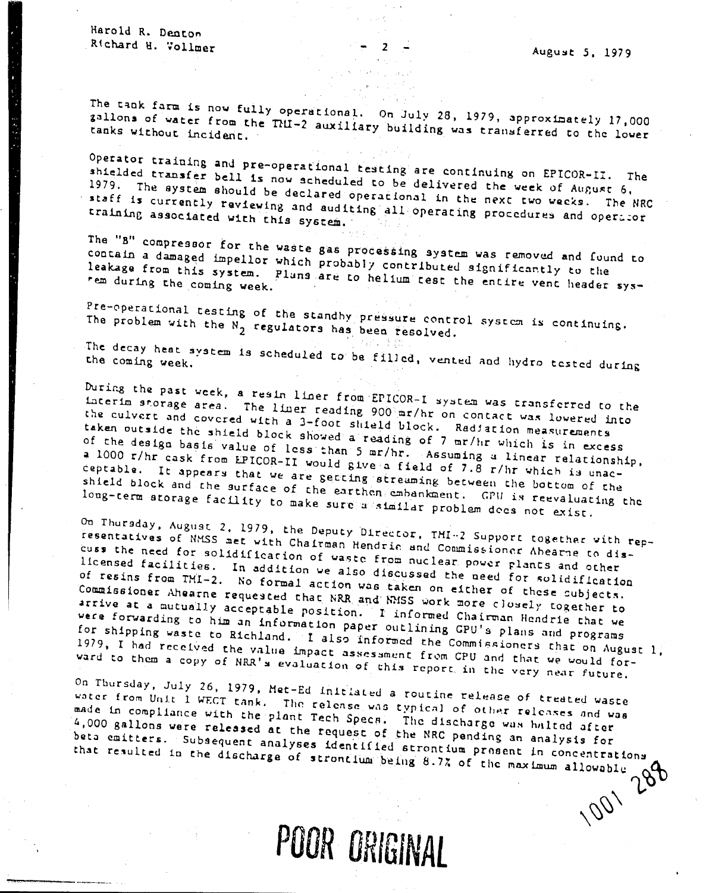The tank farm is now fully operational. On July 28, 1979, approximately 17,000 gallons of water from the TMI-2 auxiliary building was transferred to the lower tanks without incident.

Operator training and pre-operational testing are continuing on EPICOR-II. The shielded transfer bell is now scheduled to be delivered the week of August 6, 1979. The system should be declared operational in the next two weeks. The NRC staff is currently reviewing and auditing all operating procedures and operator training associated with this system.

The "B" compressor for the waste gas processing system was removed and found to contain a damaged impellor which probably contributed significantly to the leakage from this system. Plans are to helium test the entire vent header system during the coming week.

Pre-operational testing of the standby pressure control system is continuing. The problem with the $N_2$ regulators has been resolved.

The decay heat system is scheduled to be filled, vented and hydro tested during the coming week.

During the past week, a resin liner from EPICOR-I system was transferred to the interim storage area. The liner reading 900 mr/hr on contact was lowered into the culvert and covered with a 3-foot shield block. Radiation measurements taken outside the shield block showed a reading of 7 mr/hr which is in excess of the design basis value of less than 5 mr/hr. Assuming a linear relationship, a 1000 r/hr cask from EPICOR-II would give a field of 7.8 r/hr which is unacceptable. It appears that we are getting streaming between the bottom of the shield block and the surface of the earthen embankment. GPU is reevaluating the long-term storage facility to make sure a similar problem does not exist.

On Thursday, August 2, 1979, the Deputy Director, TMI-2 Support together with representatives of NMSS met with Chairman Hendrie and Commissioner Ahearne to discuss the need for solidification of waste from nuclear power plants and other licensed facilities. In addition we also discussed the need for solidification of resins from TMI-2. No formal action was taken on either of these subjects. Commissioner Ahearne requested that NRR and NMSS work more closely together to arrive at a mutually acceptable position. I informed Chairman Hendrie that we were forwarding to him an information paper outlining GPU's plans and programs for shipping waste to Richland. I also informed the Commissioners that on August 1, 1979, I had received the value impact assessment from GPU and that we would forward to them a copy of NRR's evaluation of this report in the very near future.

On Thursday, July 26, 1979, Met-Ed initiated a routine release of treated waste water from Unit 1 WECT tank. The release was typical of other releases and was made in compliance with the plant Tech Specs. The discharge was halted after 4,000 gallons were released at the request of the NRC pending an analysis for beta emitters. Subsequent analyses identified strontium present in concentrations that resulted in the discharge of strontium being 8.7% of the maximum allowable

1001 288

POOR ORIGINAL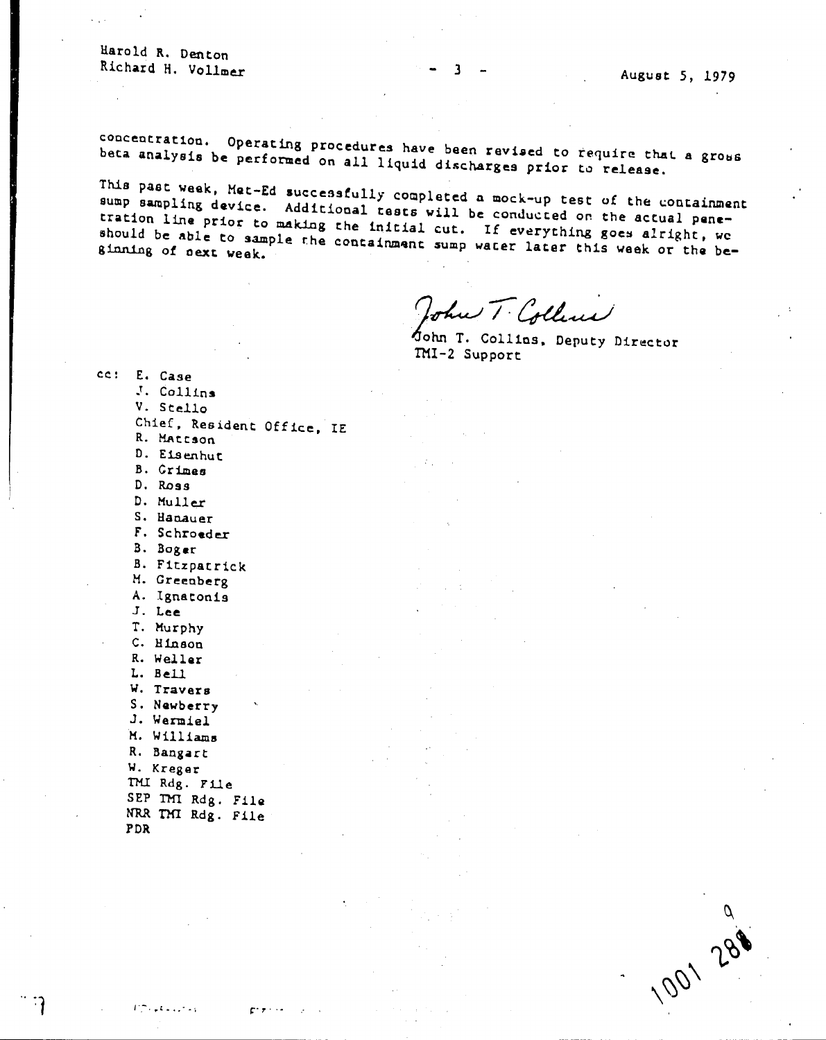Harold R. Denton
Richard H. Vollmer

August 5, 1979

concentration. Operating procedures have been revised to require that a gross beta analysis be performed on all liquid discharges prior to release.

This past week, Met-Ed successfully completed a mock-up test of the containment sump sampling device. Additional tests will be conducted on the actual penetration line prior to making the initial cut. If everything goes alright, we should be able to sample the containment sump water later this week or the beginning of next week.

John T. Collins

John T. Collins, Deputy Director
TMI-2 Support

cc: E. Case
J. Collins
V. Stello
Chief, Resident Office, IE
R. Mattson
D. Eisenhut
B. Grimes
D. Ross
D. Muller
S. Hanauer
F. Schroeder
B. Boger
B. Fitzpatrick
M. Greenberg
A. Ignatonis
J. Lee
T. Murphy
C. Hinson
R. Weller
L. Bell
W. Travers
S. Newberry
J. Wermiel
M. Williams
R. Bangart
W. Kreger
TMI Rdg. File
SEP TMI Rdg. File
NRR TMI Rdg. File
PDR

1001 289